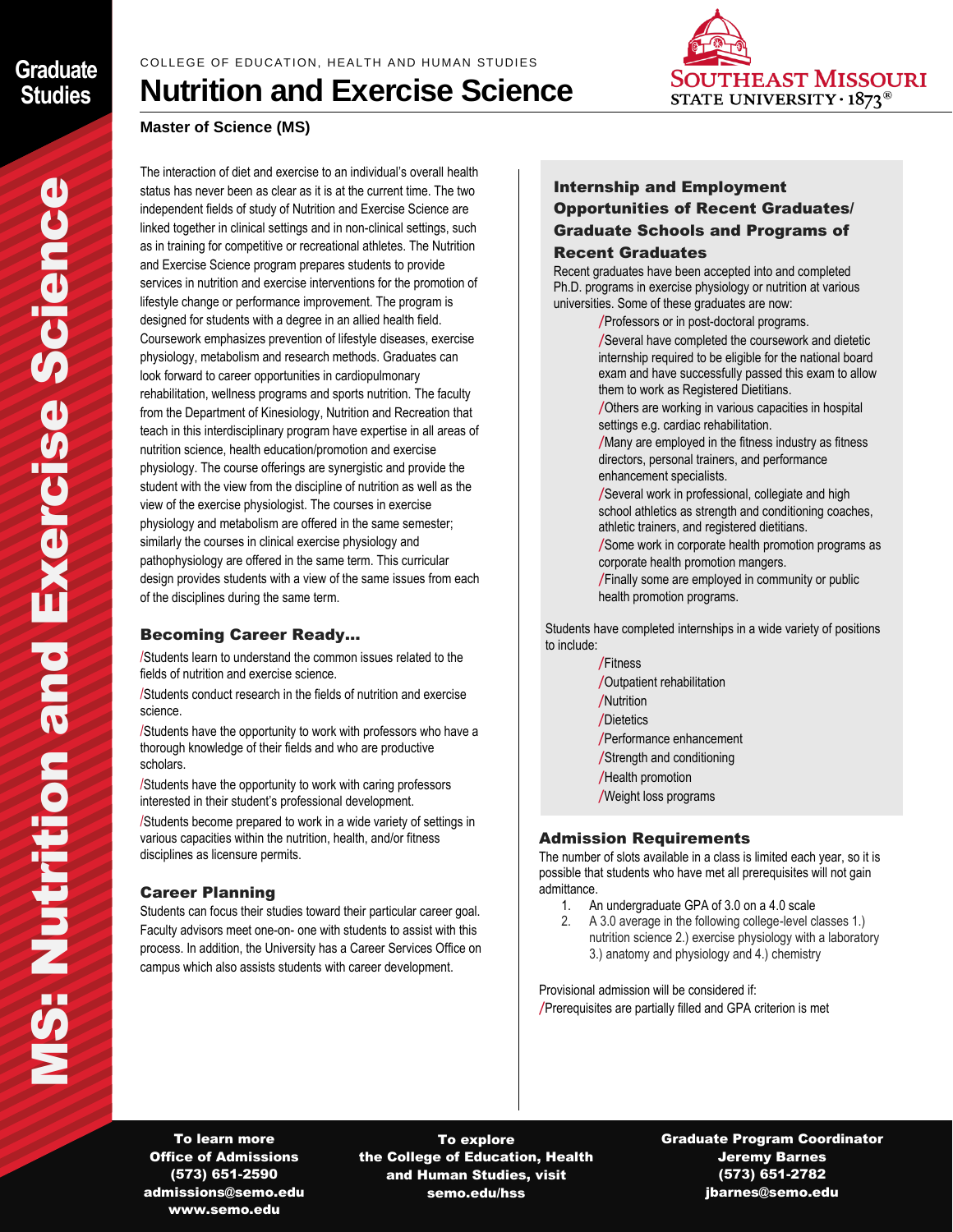Graduate Studies

COLLEGE OF EDUCATION, HEALTH AND HUMAN STUDIES

# Nutrition and Exercise Science

SOUTHEAST MISSOURI STATE UNIVERSITY · 1873®

**Master of Science (MS)**

MS: Nutrition and Exercise Science

The interaction of diet and exercise to an individual's overall health status has never been as clear as it is at the current time. The two independent fields of study of Nutrition and Exercise Science are linked together in clinical settings and in non-clinical settings, such as in training for competitive or recreational athletes. The Nutrition and Exercise Science program prepares students to provide services in nutrition and exercise interventions for the promotion of lifestyle change or performance improvement. The program is designed for students with a degree in an allied health field. Coursework emphasizes prevention of lifestyle diseases, exercise physiology, metabolism and research methods. Graduates can look forward to career opportunities in cardiopulmonary rehabilitation, wellness programs and sports nutrition. The faculty from the Department of Kinesiology, Nutrition and Recreation that teach in this interdisciplinary program have expertise in all areas of nutrition science, health education/promotion and exercise physiology. The course offerings are synergistic and provide the student with the view from the discipline of nutrition as well as the view of the exercise physiologist. The courses in exercise physiology and metabolism are offered in the same semester; similarly the courses in clinical exercise physiology and pathophysiology are offered in the same term. This curricular design provides students with a view of the same issues from each of the disciplines during the same term.

## Becoming Career Ready...

- Students learn to understand the common issues related to the fields of nutrition and exercise science.
- Students conduct research in the fields of nutrition and exercise science.
- Students have the opportunity to work with professors who have a thorough knowledge of their fields and who are productive scholars.
- Students have the opportunity to work with caring professors interested in their student's professional development.
- Students become prepared to work in a wide variety of settings in various capacities within the nutrition, health, and/or fitness disciplines as licensure permits.

## Career Planning

Students can focus their studies toward their particular career goal. Faculty advisors meet one-on- one with students to assist with this process. In addition, the University has a Career Services Office on campus which also assists students with career development.

## Internship and Employment Opportunities of Recent Graduates/ Graduate Schools and Programs of Recent Graduates

Recent graduates have been accepted into and completed Ph.D. programs in exercise physiology or nutrition at various universities. Some of these graduates are now:

- Professors or in post-doctoral programs.
- Several have completed the coursework and dietetic internship required to be eligible for the national board exam and have successfully passed this exam to allow them to work as Registered Dietitians.
- Others are working in various capacities in hospital settings e.g. cardiac rehabilitation.
- Many are employed in the fitness industry as fitness directors, personal trainers, and performance enhancement specialists.
- Several work in professional, collegiate and high school athletics as strength and conditioning coaches, athletic trainers, and registered dietitians.
- Some work in corporate health promotion programs as corporate health promotion mangers.
- Finally some are employed in community or public health promotion programs.

Students have completed internships in a wide variety of positions to include:

- Fitness
- Outpatient rehabilitation
- Nutrition
- Dietetics
- Performance enhancement
- Strength and conditioning
- Health promotion
- Weight loss programs

## Admission Requirements

The number of slots available in a class is limited each year, so it is possible that students who have met all prerequisites will not gain admittance.

1. An undergraduate GPA of 3.0 on a 4.0 scale
2. A 3.0 average in the following college-level classes 1.) nutrition science 2.) exercise physiology with a laboratory 3.) anatomy and physiology and 4.) chemistry

Provisional admission will be considered if:

- Prerequisites are partially filled and GPA criterion is met

**To learn more**
**Office of Admissions**
**(573) 651-2590**
**admissions@semo.edu**
**www.semo.edu**

**To explore the College of Education, Health and Human Studies, visit semo.edu/hss**

**Graduate Program Coordinator**
**Jeremy Barnes**
**(573) 651-2782**
**jbarnes@semo.edu**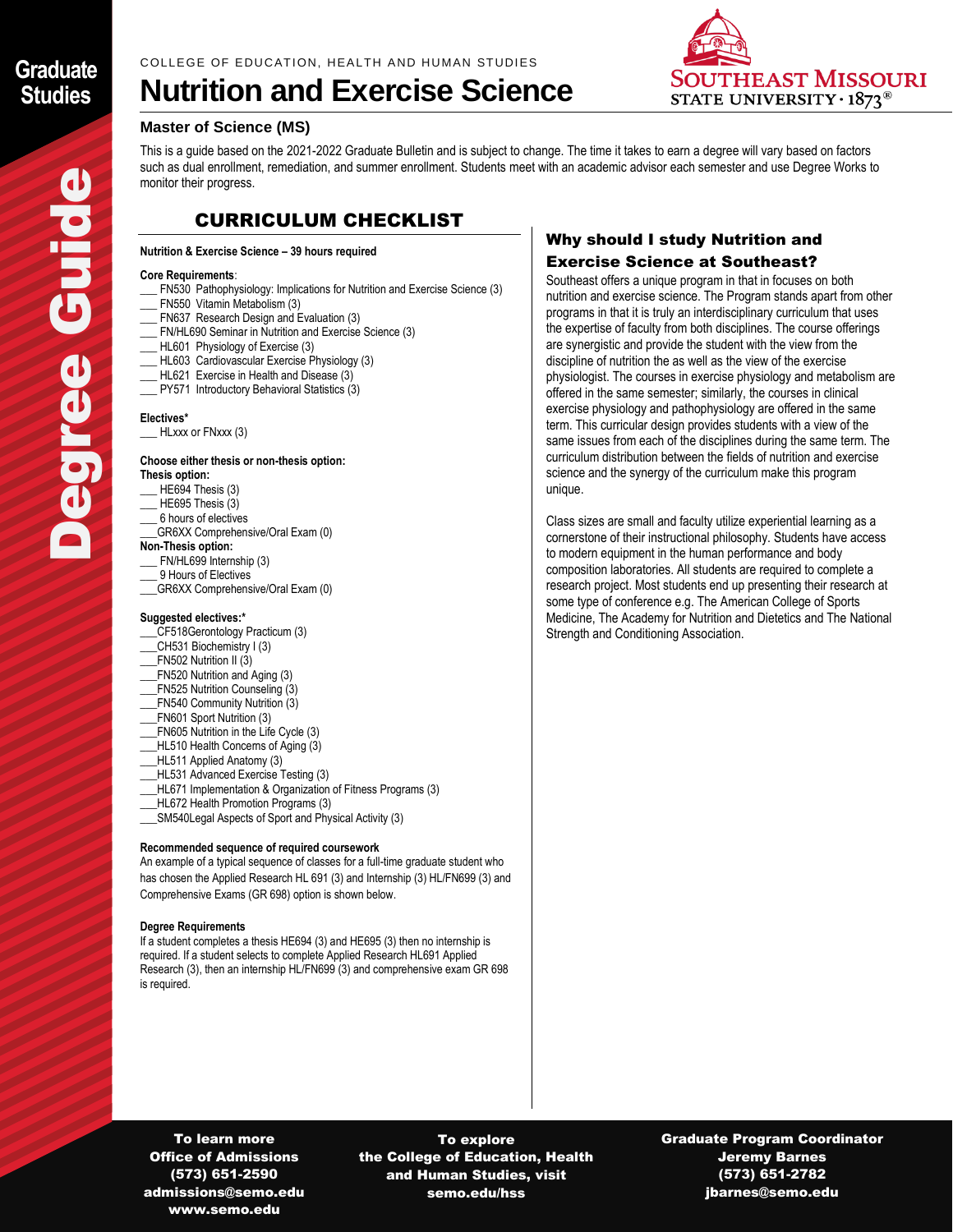Graduate Studies

Degree Guide

COLLEGE OF EDUCATION, HEALTH AND HUMAN STUDIES

# Nutrition and Exercise Science

SOUTHEAST MISSOURI STATE UNIVERSITY · 1873®

## Master of Science (MS)

This is a guide based on the 2021-2022 Graduate Bulletin and is subject to change. The time it takes to earn a degree will vary based on factors such as dual enrollment, remediation, and summer enrollment. Students meet with an academic advisor each semester and use Degree Works to monitor their progress.

## CURRICULUM CHECKLIST

**Nutrition & Exercise Science – 39 hours required**

**Core Requirements**:

___ FN530 Pathophysiology: Implications for Nutrition and Exercise Science (3)
___ FN550 Vitamin Metabolism (3)
___ FN637 Research Design and Evaluation (3)
___ FN/HL690 Seminar in Nutrition and Exercise Science (3)
___ HL601 Physiology of Exercise (3)
___ HL603 Cardiovascular Exercise Physiology (3)
___ HL621 Exercise in Health and Disease (3)
___ PY571 Introductory Behavioral Statistics (3)

**Electives***

___ HLxxx or FNxxx (3)

**Choose either thesis or non-thesis option:**

**Thesis option:**

___ HE694 Thesis (3)
___ HE695 Thesis (3)
___ 6 hours of electives
___GR6XX Comprehensive/Oral Exam (0)

**Non-Thesis option:**

___ FN/HL699 Internship (3)
___ 9 Hours of Electives
___GR6XX Comprehensive/Oral Exam (0)

**Suggested electives:***

___CF518Gerontology Practicum (3)
___CH531 Biochemistry I (3)
___FN502 Nutrition II (3)
___FN520 Nutrition and Aging (3)
___FN525 Nutrition Counseling (3)
___FN540 Community Nutrition (3)
___FN601 Sport Nutrition (3)
___FN605 Nutrition in the Life Cycle (3)
___HL510 Health Concerns of Aging (3)
___HL511 Applied Anatomy (3)
___HL531 Advanced Exercise Testing (3)
___HL671 Implementation & Organization of Fitness Programs (3)
___HL672 Health Promotion Programs (3)
___SM540Legal Aspects of Sport and Physical Activity (3)

**Recommended sequence of required coursework**

An example of a typical sequence of classes for a full-time graduate student who has chosen the Applied Research HL 691 (3) and Internship (3) HL/FN699 (3) and Comprehensive Exams (GR 698) option is shown below.

**Degree Requirements**

If a student completes a thesis HE694 (3) and HE695 (3) then no internship is required. If a student selects to complete Applied Research HL691 Applied Research (3), then an internship HL/FN699 (3) and comprehensive exam GR 698 is required.

## Why should I study Nutrition and Exercise Science at Southeast?

Southeast offers a unique program in that in focuses on both nutrition and exercise science. The Program stands apart from other programs in that it is truly an interdisciplinary curriculum that uses the expertise of faculty from both disciplines. The course offerings are synergistic and provide the student with the view from the discipline of nutrition the as well as the view of the exercise physiologist. The courses in exercise physiology and metabolism are offered in the same semester; similarly, the courses in clinical exercise physiology and pathophysiology are offered in the same term. This curricular design provides students with a view of the same issues from each of the disciplines during the same term. The curriculum distribution between the fields of nutrition and exercise science and the synergy of the curriculum make this program unique.

Class sizes are small and faculty utilize experiential learning as a cornerstone of their instructional philosophy. Students have access to modern equipment in the human performance and body composition laboratories. All students are required to complete a research project. Most students end up presenting their research at some type of conference e.g. The American College of Sports Medicine, The Academy for Nutrition and Dietetics and The National Strength and Conditioning Association.

**To learn more**
**Office of Admissions**
**(573) 651-2590**
**admissions@semo.edu**
**www.semo.edu**

**To explore the College of Education, Health and Human Studies, visit semo.edu/hss**

**Graduate Program Coordinator**
**Jeremy Barnes**
**(573) 651-2782**
**jbarnes@semo.edu**